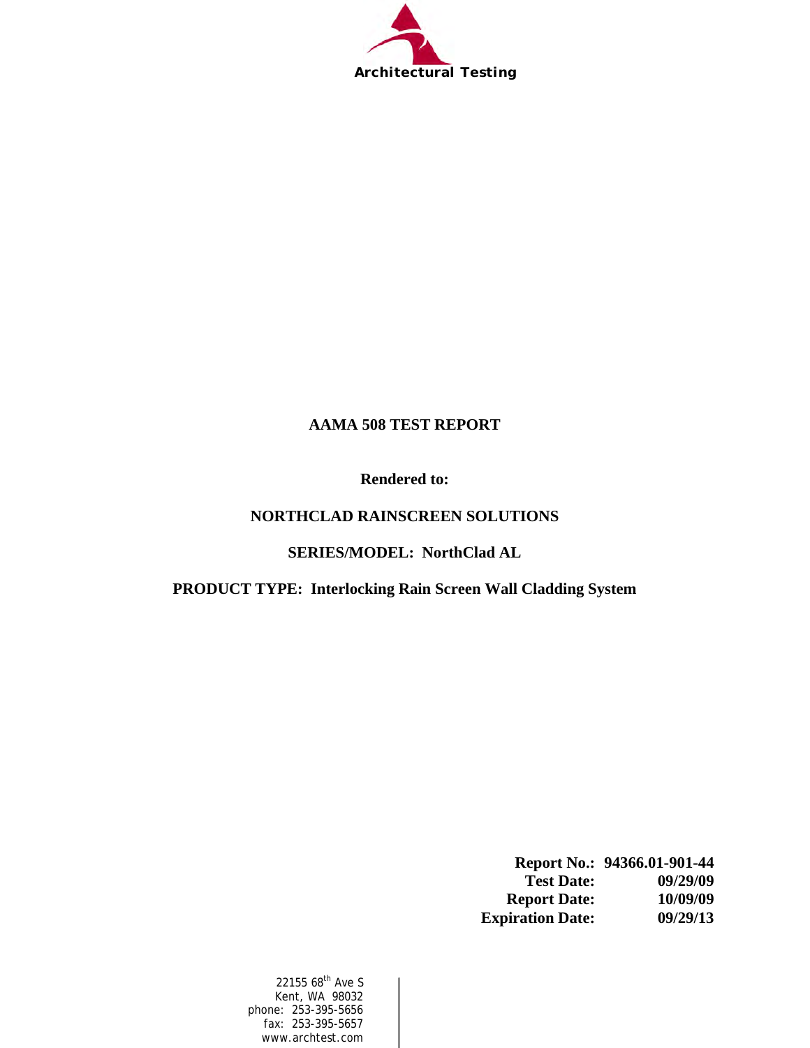Architectural Testing

# AAMA 508 TEST REPORT

**Rendered to:**

**NORTHCLAD RAINSCREEN SOLUTIONS**

**SERIES/MODEL: NorthClad AL**

**PRODUCT TYPE: Interlocking Rain Screen Wall Cladding System**

| | |
|---|---|
| **Report No.:** | **94366.01-901-44** |
| **Test Date:** | **09/29/09** |
| **Report Date:** | **10/09/09** |
| **Expiration Date:** | **09/29/13** |

22155 68th Ave S
Kent, WA 98032
phone: 253-395-5656
fax: 253-395-5657
www.archtest.com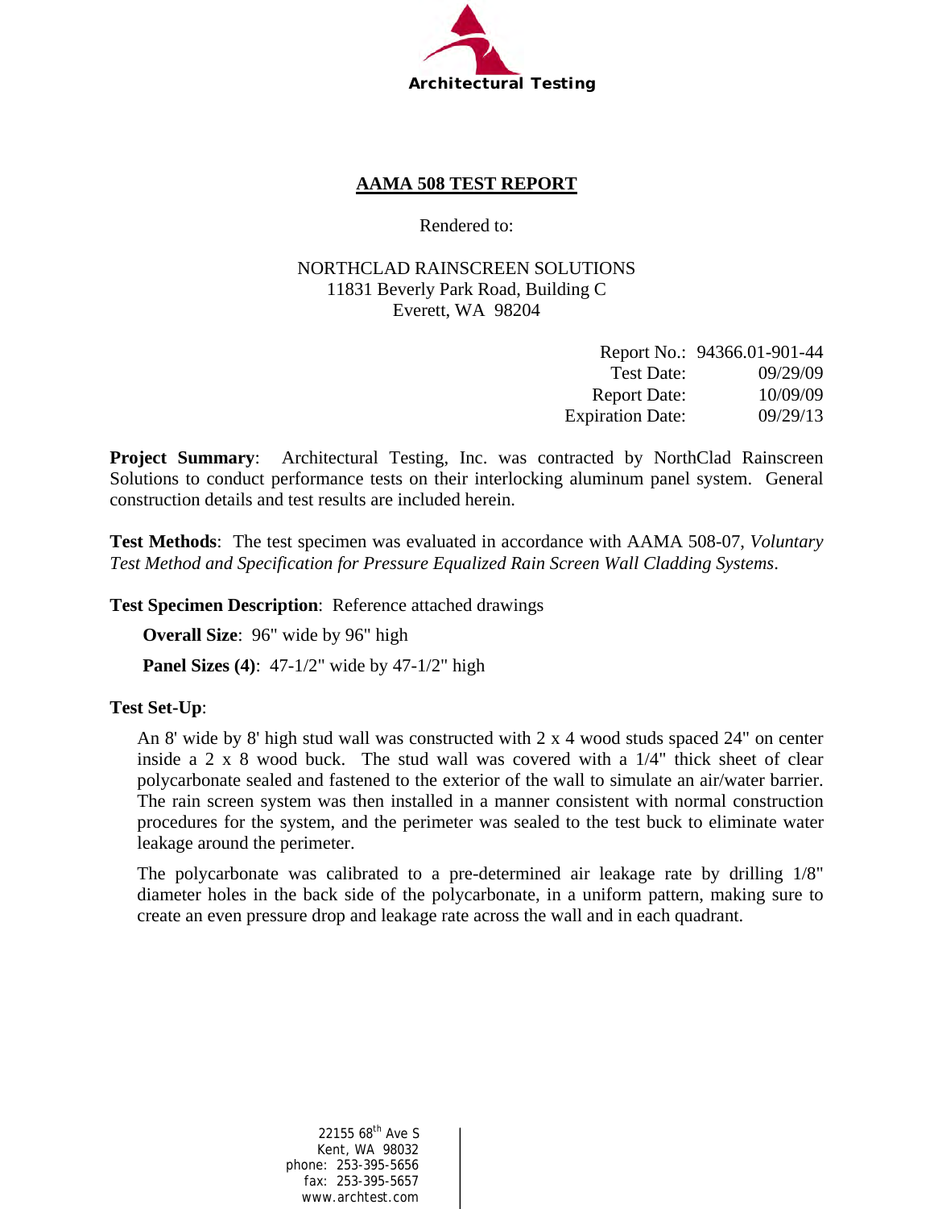Architectural Testing

# AAMA 508 TEST REPORT

Rendered to:

NORTHCLAD RAINSCREEN SOLUTIONS
11831 Beverly Park Road, Building C
Everett, WA 98204

| | |
|---|---|
| Report No.: | 94366.01-901-44 |
| Test Date: | 09/29/09 |
| Report Date: | 10/09/09 |
| Expiration Date: | 09/29/13 |

**Project Summary**: Architectural Testing, Inc. was contracted by NorthClad Rainscreen Solutions to conduct performance tests on their interlocking aluminum panel system. General construction details and test results are included herein.

**Test Methods**: The test specimen was evaluated in accordance with AAMA 508-07, *Voluntary Test Method and Specification for Pressure Equalized Rain Screen Wall Cladding Systems*.

**Test Specimen Description**: Reference attached drawings

**Overall Size**: 96" wide by 96" high

**Panel Sizes (4)**: 47-1/2" wide by 47-1/2" high

**Test Set-Up**:

An 8' wide by 8' high stud wall was constructed with 2 x 4 wood studs spaced 24" on center inside a 2 x 8 wood buck. The stud wall was covered with a 1/4" thick sheet of clear polycarbonate sealed and fastened to the exterior of the wall to simulate an air/water barrier. The rain screen system was then installed in a manner consistent with normal construction procedures for the system, and the perimeter was sealed to the test buck to eliminate water leakage around the perimeter.

The polycarbonate was calibrated to a pre-determined air leakage rate by drilling 1/8" diameter holes in the back side of the polycarbonate, in a uniform pattern, making sure to create an even pressure drop and leakage rate across the wall and in each quadrant.

22155 68th Ave S
Kent, WA 98032
phone: 253-395-5656
fax: 253-395-5657
www.archtest.com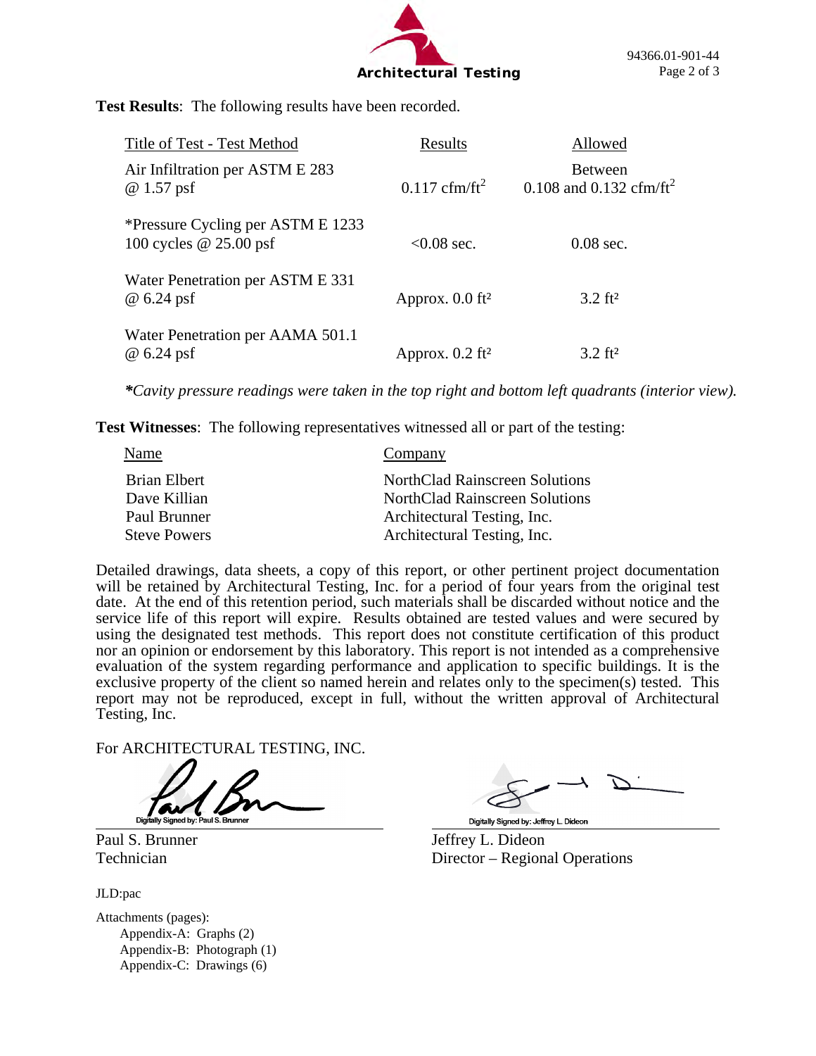**Test Results**: The following results have been recorded.

| Title of Test - Test Method | Results | Allowed |
|---|---|---|
| Air Infiltration per ASTM E 283 @ 1.57 psf | 0.117 cfm/ft$^2$ | Between 0.108 and 0.132 cfm/ft$^2$ |
| *Pressure Cycling per ASTM E 1233 100 cycles @ 25.00 psf | <0.08 sec. | 0.08 sec. |
| Water Penetration per ASTM E 331 @ 6.24 psf | Approx. 0.0 ft$^2$ | 3.2 ft$^2$ |
| Water Penetration per AAMA 501.1 @ 6.24 psf | Approx. 0.2 ft$^2$ | 3.2 ft$^2$ |

***Cavity pressure readings were taken in the top right and bottom left quadrants (interior view).***

**Test Witnesses**: The following representatives witnessed all or part of the testing:

| Name | Company |
|---|---|
| Brian Elbert | NorthClad Rainscreen Solutions |
| Dave Killian | NorthClad Rainscreen Solutions |
| Paul Brunner | Architectural Testing, Inc. |
| Steve Powers | Architectural Testing, Inc. |

Detailed drawings, data sheets, a copy of this report, or other pertinent project documentation will be retained by Architectural Testing, Inc. for a period of four years from the original test date. At the end of this retention period, such materials shall be discarded without notice and the service life of this report will expire. Results obtained are tested values and were secured by using the designated test methods. This report does not constitute certification of this product nor an opinion or endorsement by this laboratory. This report is not intended as a comprehensive evaluation of the system regarding performance and application to specific buildings. It is the exclusive property of the client so named herein and relates only to the specimen(s) tested. This report may not be reproduced, except in full, without the written approval of Architectural Testing, Inc.

For ARCHITECTURAL TESTING, INC.

Digitally Signed by: Paul S. Brunner

Paul S. Brunner
Technician

Digitally Signed by: Jeffrey L. Dideon

Jeffrey L. Dideon
Director – Regional Operations

JLD:pac

Attachments (pages):

- Appendix-A: Graphs (2)
- Appendix-B: Photograph (1)
- Appendix-C: Drawings (6)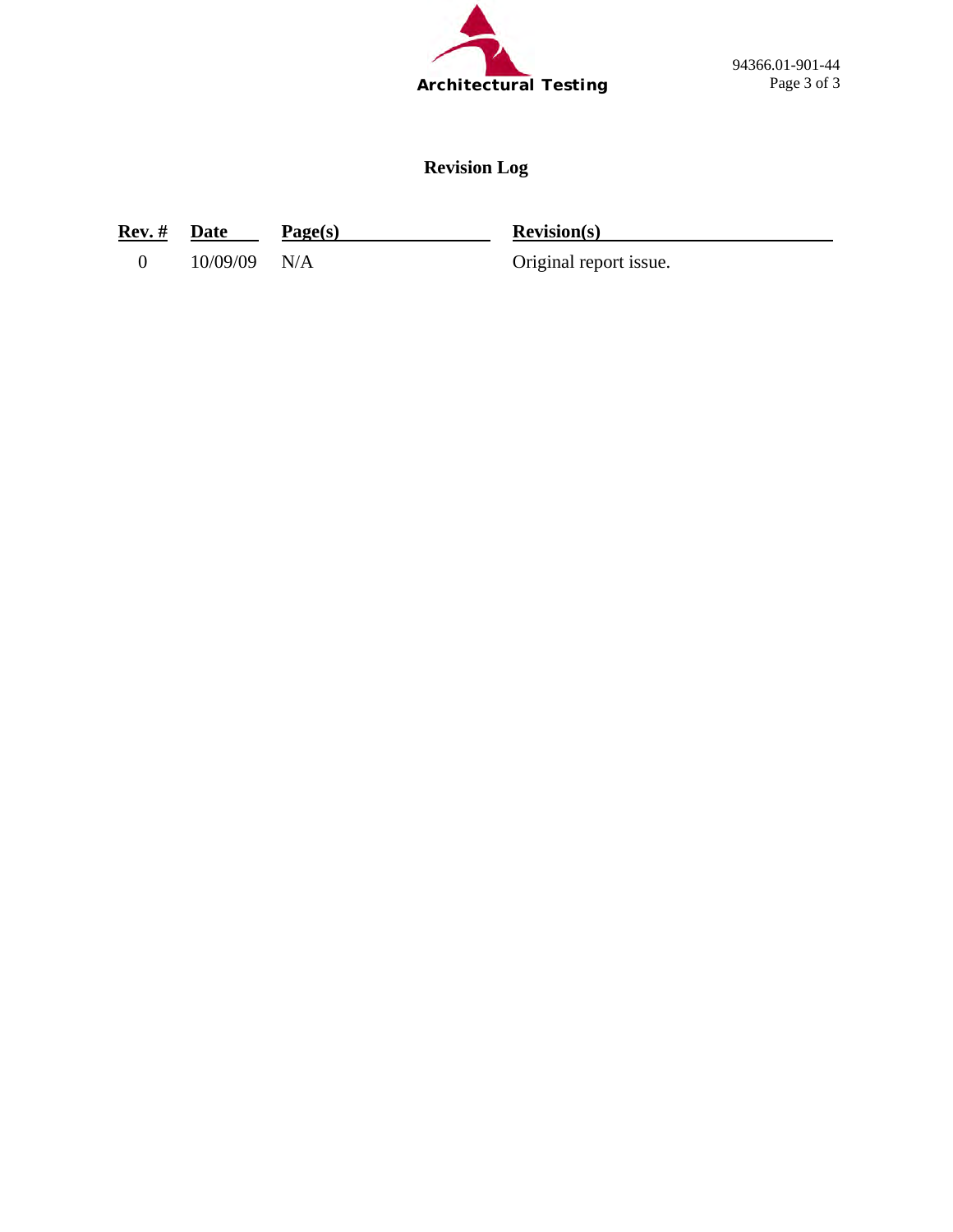## Revision Log

| Rev. # | Date | Page(s) | Revision(s) |
|---|---|---|---|
| 0 | 10/09/09 | N/A | Original report issue. |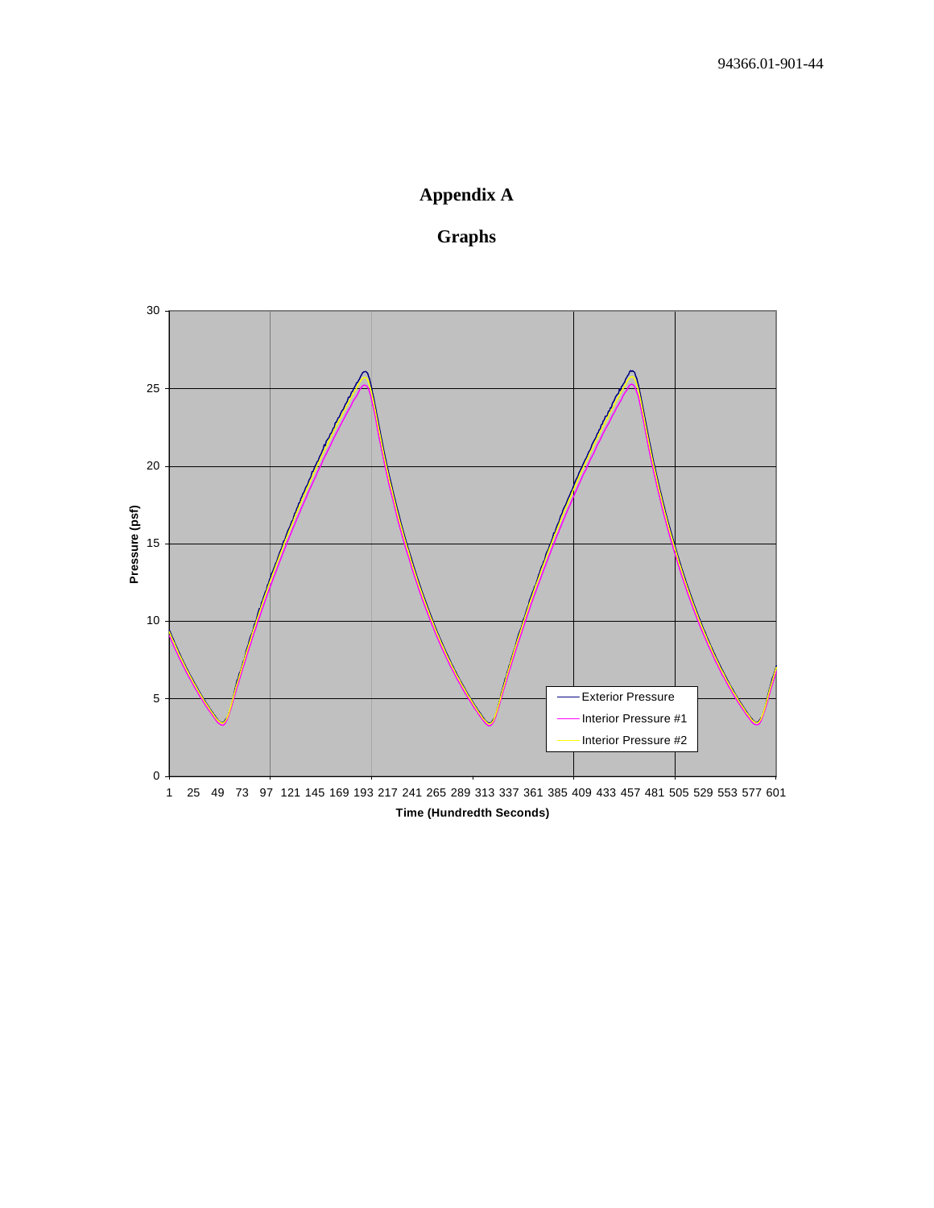# Appendix A

## Graphs

Pressure (psf)

Time (Hundredth Seconds)

- Exterior Pressure
- Interior Pressure #1
- Interior Pressure #2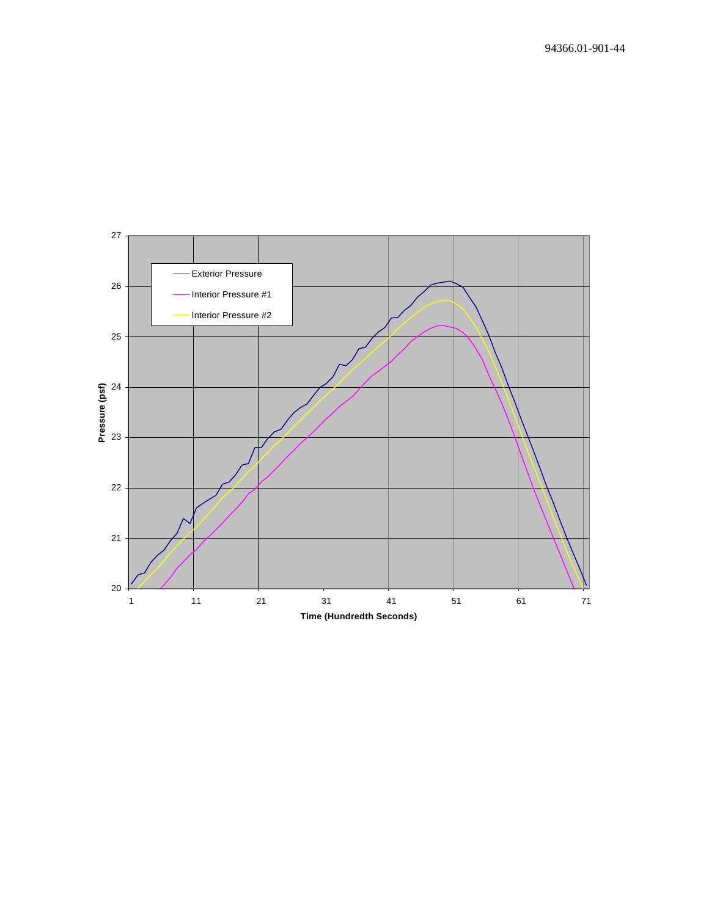Exterior Pressure

Interior Pressure #1

Interior Pressure #2

Pressure (psf)

Time (Hundredth Seconds)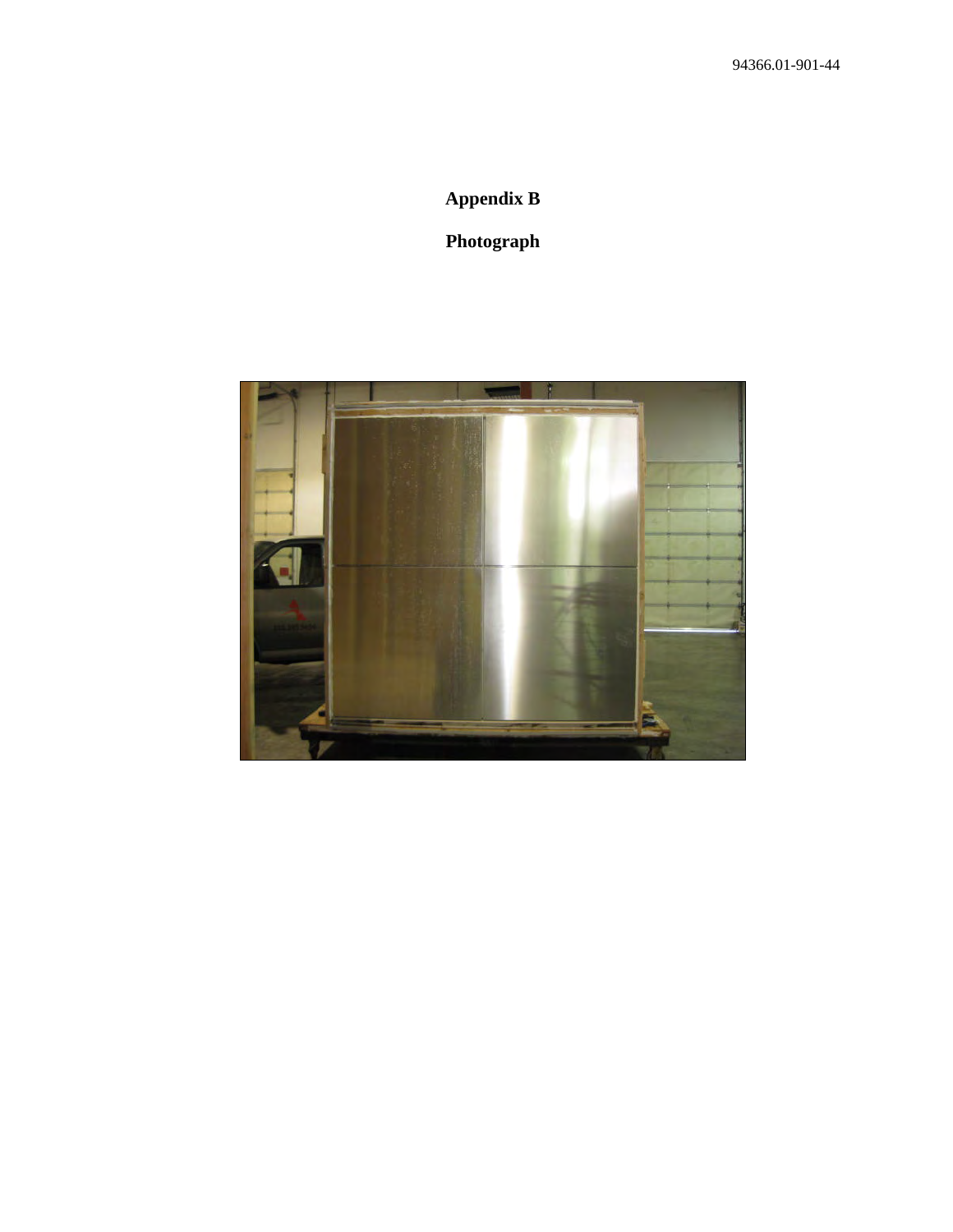**Appendix B**

**Photograph**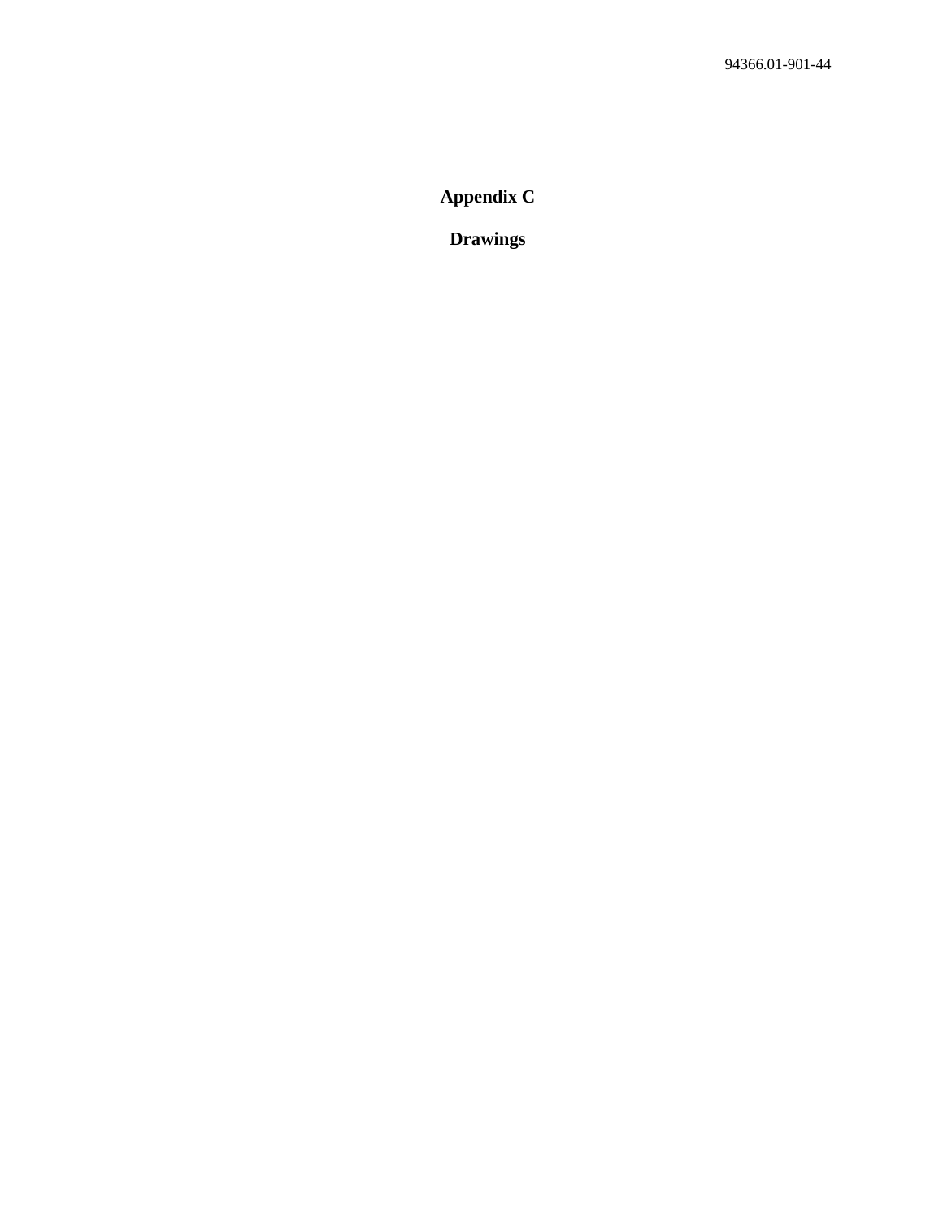# Appendix C

## Drawings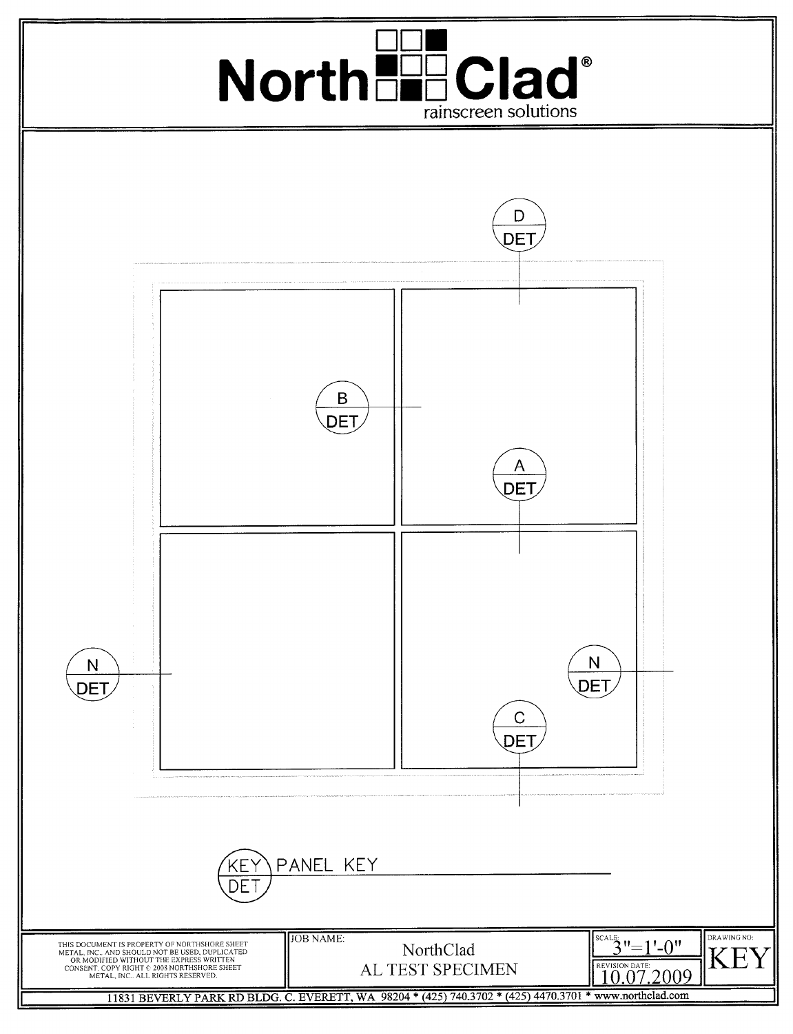# NorthClad®

rainscreen solutions

D DET

B DET

A DET

N DET

N DET

C DET

KEY DET PANEL KEY

THIS DOCUMENT IS PROPERTY OF NORTHSHORE SHEET METAL, INC., AND SHOULD NOT BE USED, DUPLICATED OR MODIFIED WITHOUT THE EXPRESS WRITTEN CONSENT. COPY RIGHT © 2008 NORTHSHORE SHEET METAL, INC.. ALL RIGHTS RESERVED.

| JOB NAME: | SCALE: | DRAWING NO: |
|---|---|---|
| NorthClad AL TEST SPECIMEN | 3"=1'-0" | KEY |
| | REVISION DATE: 10.07.2009 | |

11831 BEVERLY PARK RD BLDG. C. EVERETT, WA 98204 * (425) 740.3702 * (425) 4470.3701 * www.northclad.com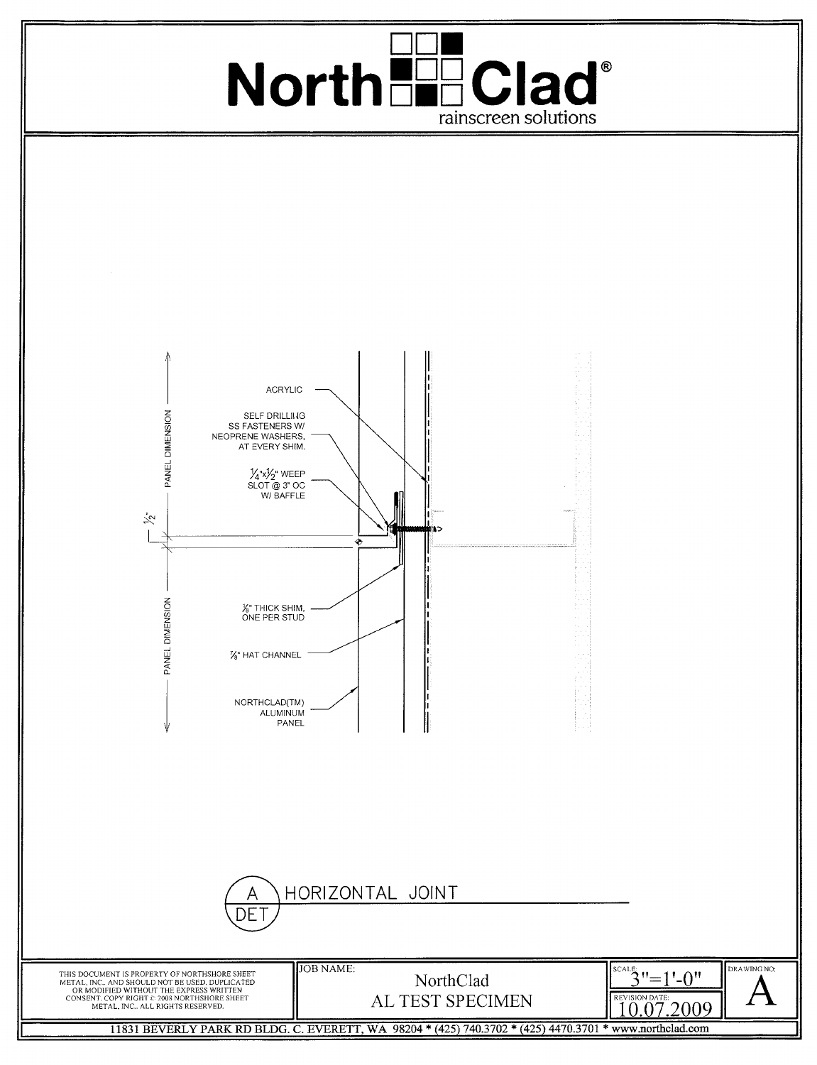# NorthClad®

rainscreen solutions

ACRYLIC

SELF DRILLING SS FASTENERS W/ NEOPRENE WASHERS, AT EVERY SHIM.

¼"x½" WEEP SLOT @ 3" OC W/ BAFFLE

½"

PANEL DIMENSION

PANEL DIMENSION

⅝" THICK SHIM, ONE PER STUD

⅞" HAT CHANNEL

NORTHCLAD(TM) ALUMINUM PANEL

## A DET HORIZONTAL JOINT

THIS DOCUMENT IS PROPERTY OF NORTHSHORE SHEET METAL, INC. AND SHOULD NOT BE USED, DUPLICATED OR MODIFIED WITHOUT THE EXPRESS WRITTEN CONSENT. COPY RIGHT © 2008 NORTHSHORE SHEET METAL, INC.. ALL RIGHTS RESERVED.

| JOB NAME: | SCALE: | DRAWING NO: |
|---|---|---|
| NorthClad AL TEST SPECIMEN | 3"=1'-0" | A |
| | REVISION DATE: 10.07.2009 | |

11831 BEVERLY PARK RD BLDG. C. EVERETT, WA 98204 * (425) 740.3702 * (425) 4470.3701 * www.northclad.com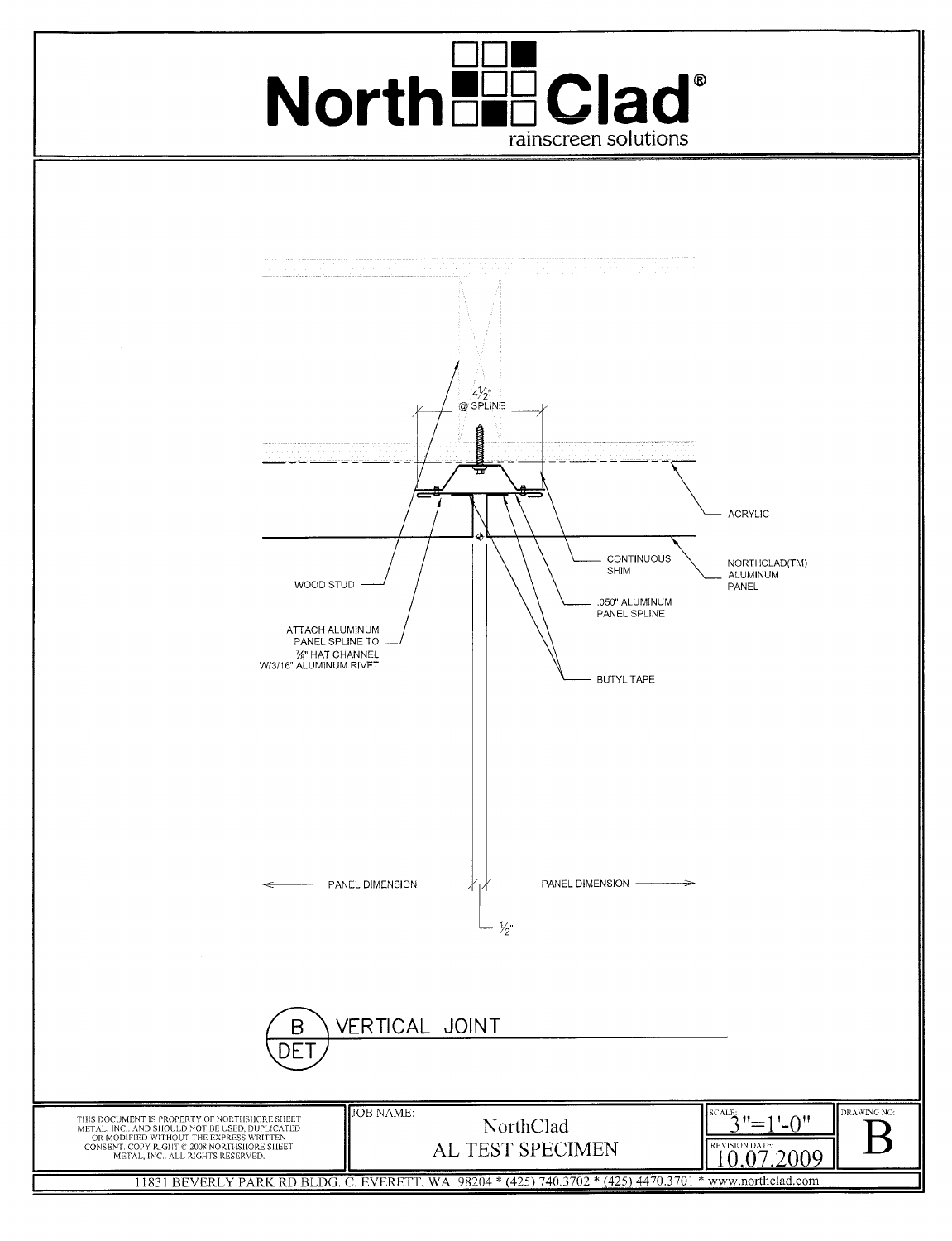# NorthClad®

rainscreen solutions

4½" @ SPLINE

ACRYLIC

CONTINUOUS SHIM

NORTHCLAD(TM) ALUMINUM PANEL

WOOD STUD

.050" ALUMINUM PANEL SPLINE

ATTACH ALUMINUM PANEL SPLINE TO ⅞" HAT CHANNEL W/3/16" ALUMINUM RIVET

BUTYL TAPE

PANEL DIMENSION

PANEL DIMENSION

½"

## B/DET VERTICAL JOINT

THIS DOCUMENT IS PROPERTY OF NORTHSHORE SHEET METAL, INC., AND SHOULD NOT BE USED, DUPLICATED OR MODIFIED WITHOUT THE EXPRESS WRITTEN CONSENT. COPY RIGHT © 2008 NORTHSHORE SHEET METAL, INC., ALL RIGHTS RESERVED.

| JOB NAME: | SCALE: | DRAWING NO: |
|---|---|---|
| NorthClad AL TEST SPECIMEN | 3"=1'-0" | B |
| | REVISION DATE: 10.07.2009 | |

11831 BEVERLY PARK RD BLDG. C. EVERETT, WA 98204 * (425) 740.3702 * (425) 4470.3701 * www.northclad.com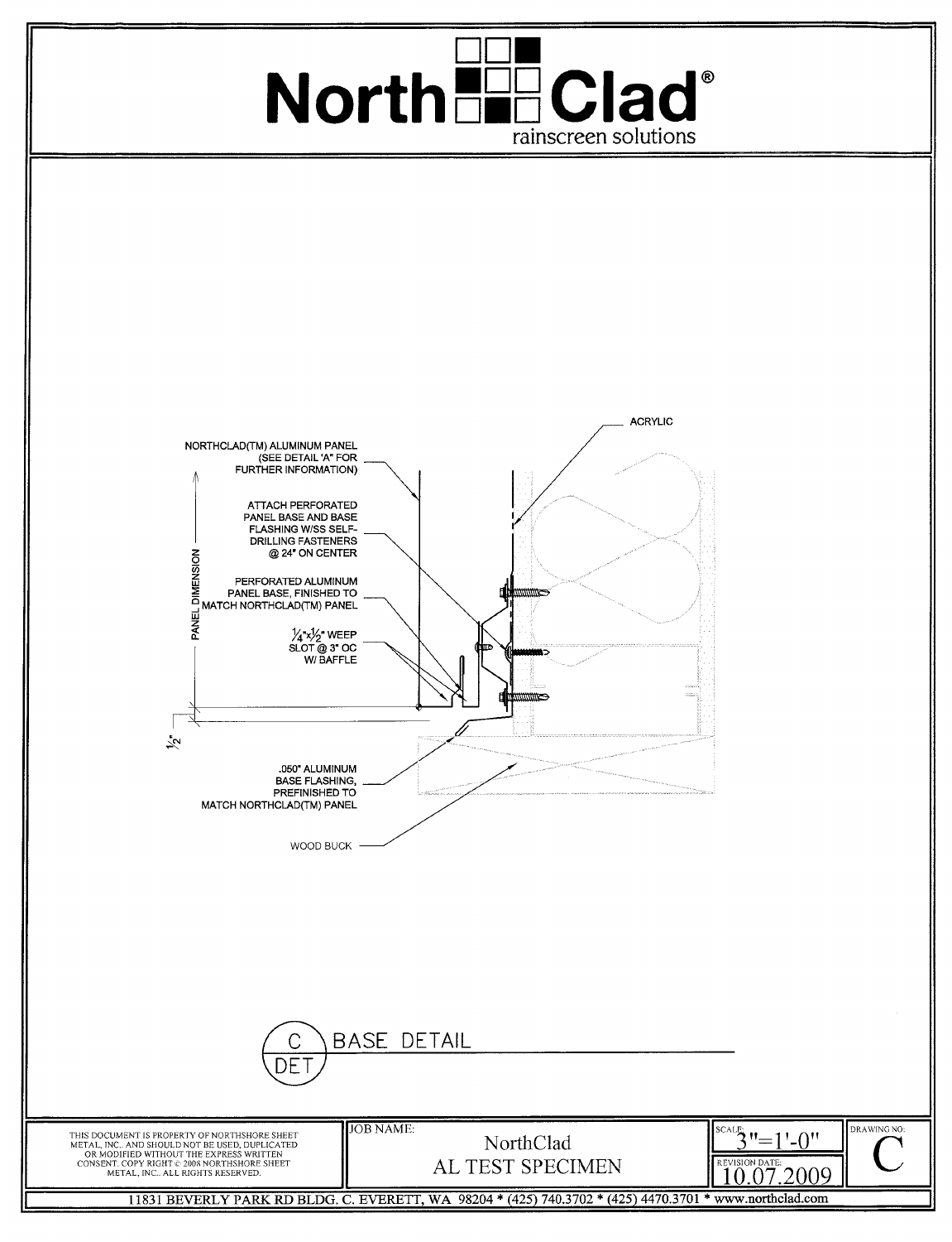# NorthClad® rainscreen solutions

ACRYLIC

NORTHCLAD(TM) ALUMINUM PANEL (SEE DETAIL 'A' FOR FURTHER INFORMATION)

ATTACH PERFORATED PANEL BASE AND BASE FLASHING W/SS SELF-DRILLING FASTENERS @ 24" ON CENTER

PANEL DIMENSION

PERFORATED ALUMINUM PANEL BASE, FINISHED TO MATCH NORTHCLAD(TM) PANEL

¼"x½" WEEP SLOT @ 3" OC W/ BAFFLE

½"

.050" ALUMINUM BASE FLASHING, PREFINISHED TO MATCH NORTHCLAD(TM) PANEL

WOOD BUCK

## C/DET BASE DETAIL

| THIS DOCUMENT IS PROPERTY OF NORTHSHORE SHEET METAL, INC. AND SHOULD NOT BE USED, DUPLICATED OR MODIFIED WITHOUT THE EXPRESS WRITTEN CONSENT. COPY RIGHT © 2008 NORTHSHORE SHEET METAL, INC. ALL RIGHTS RESERVED. | JOB NAME: NorthClad AL TEST SPECIMEN | SCALE: 3"=1'-0" REVISION DATE: 10.07.2009 | DRAWING NO: C |
|---|---|---|---|

11831 BEVERLY PARK RD BLDG. C. EVERETT, WA 98204 * (425) 740.3702 * (425) 4470.3701 * www.northclad.com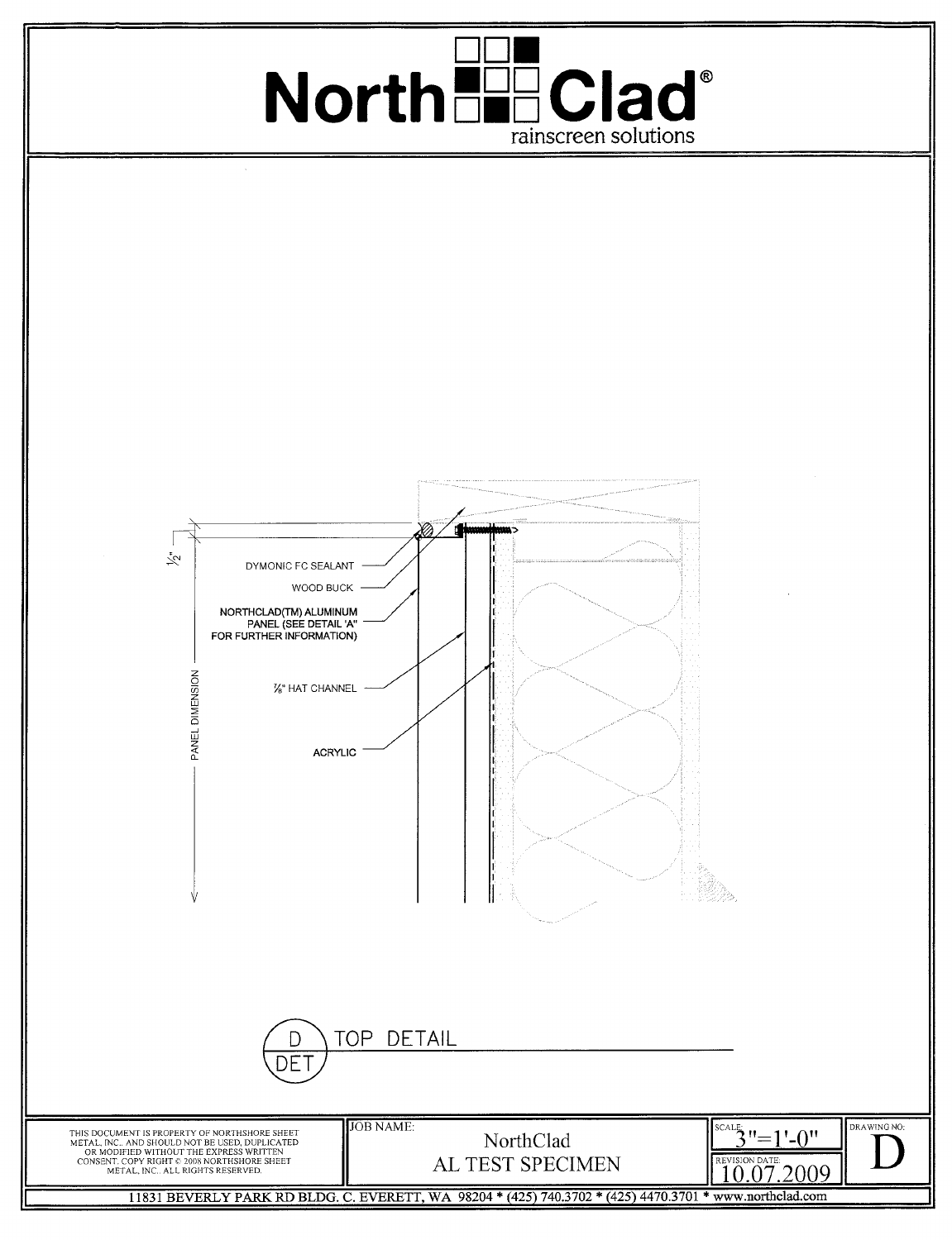# NorthClad®

rainscreen solutions

½"

DYMONIC FC SEALANT

WOOD BUCK

NORTHCLAD(TM) ALUMINUM PANEL (SEE DETAIL 'A' FOR FURTHER INFORMATION)

PANEL DIMENSION

⅞" HAT CHANNEL

ACRYLIC

D / DET — TOP DETAIL

| THIS DOCUMENT IS PROPERTY OF NORTHSHORE SHEET METAL, INC., AND SHOULD NOT BE USED, DUPLICATED OR MODIFIED WITHOUT THE EXPRESS WRITTEN CONSENT. COPY RIGHT © 2008 NORTHSHORE SHEET METAL, INC.. ALL RIGHTS RESERVED. | JOB NAME: NorthClad AL TEST SPECIMEN | SCALE: 3"=1'-0" REVISION DATE: 10.07.2009 | DRAWING NO: D |
|---|---|---|---|

11831 BEVERLY PARK RD BLDG. C. EVERETT, WA 98204 * (425) 740.3702 * (425) 4470.3701 * www.northclad.com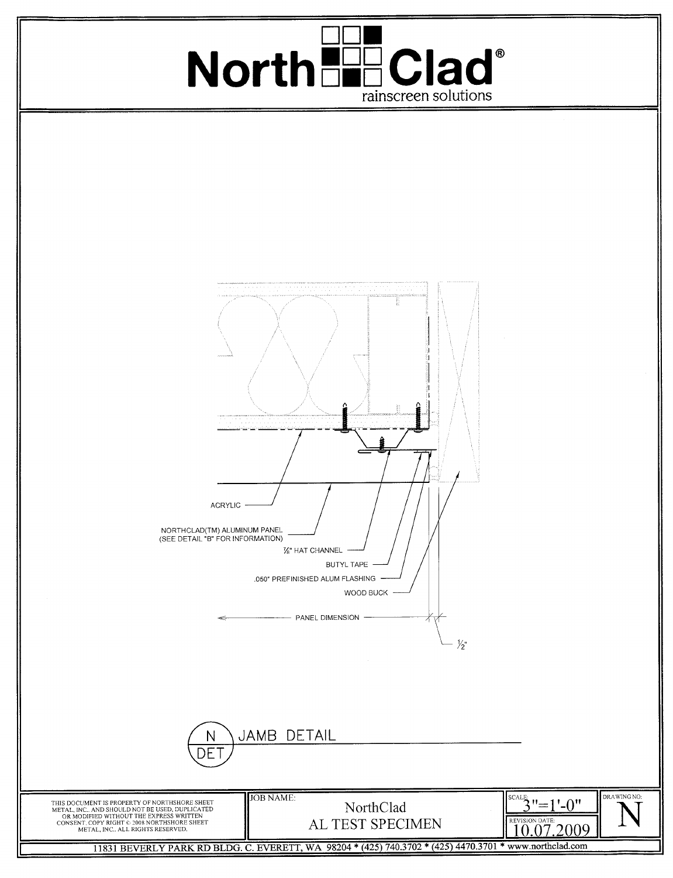# NorthClad®

rainscreen solutions

ACRYLIC

NORTHCLAD(TM) ALUMINUM PANEL (SEE DETAIL "B" FOR INFORMATION)

⅞" HAT CHANNEL

BUTYL TAPE

.050" PREFINISHED ALUM FLASHING

WOOD BUCK

PANEL DIMENSION

½"

## N/DET JAMB DETAIL

THIS DOCUMENT IS PROPERTY OF NORTHSHORE SHEET METAL, INC., AND SHOULD NOT BE USED, DUPLICATED OR MODIFIED WITHOUT THE EXPRESS WRITTEN CONSENT. COPY RIGHT © 2008 NORTHSHORE SHEET METAL, INC., ALL RIGHTS RESERVED.

JOB NAME: NorthClad AL TEST SPECIMEN

SCALE: 3"=1'-0"

REVISION DATE: 10.07.2009

DRAWING NO: N

11831 BEVERLY PARK RD BLDG. C. EVERETT, WA 98204 * (425) 740.3702 * (425) 4470.3701 * www.northclad.com